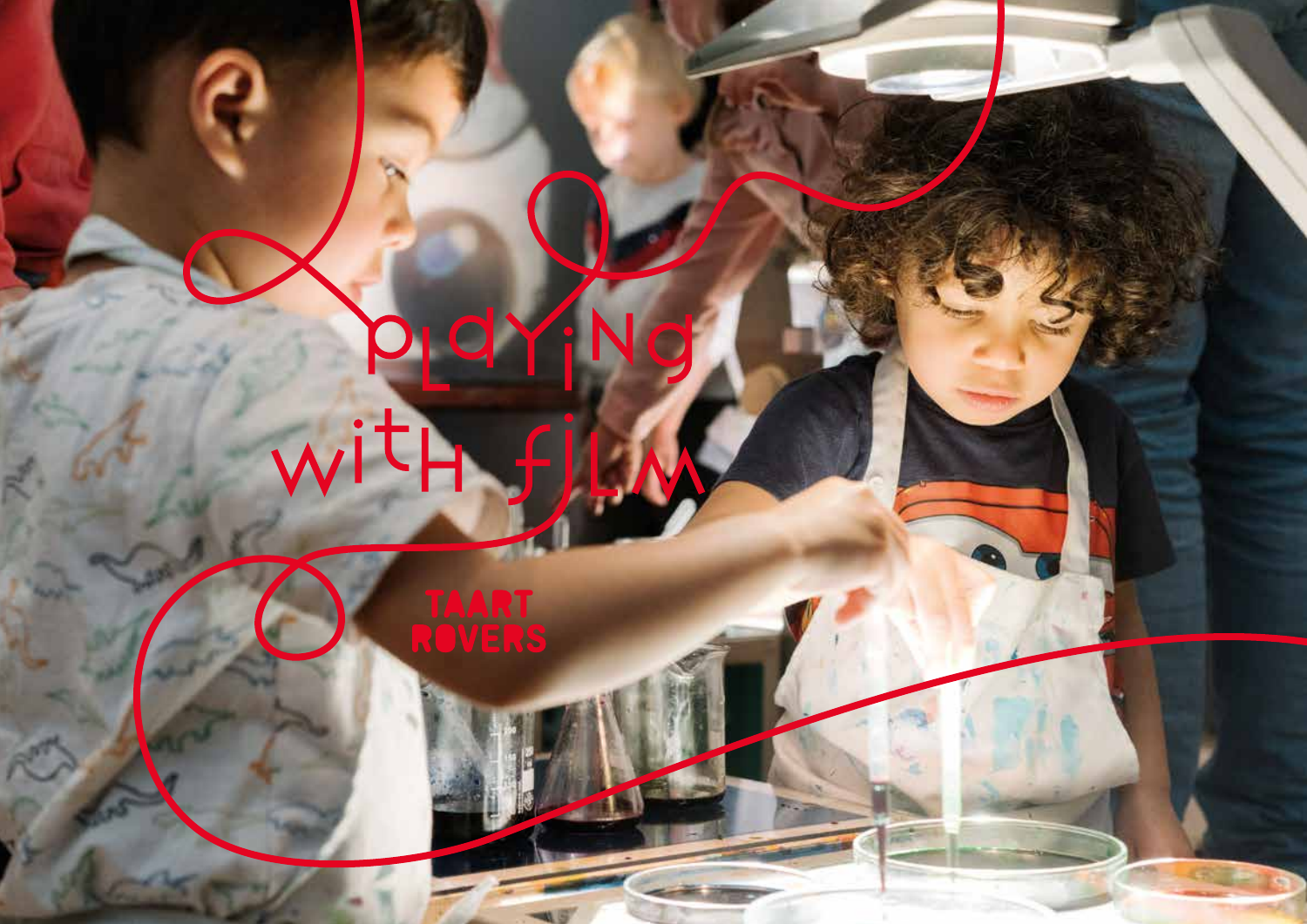# Playing with film

TAART ROVERS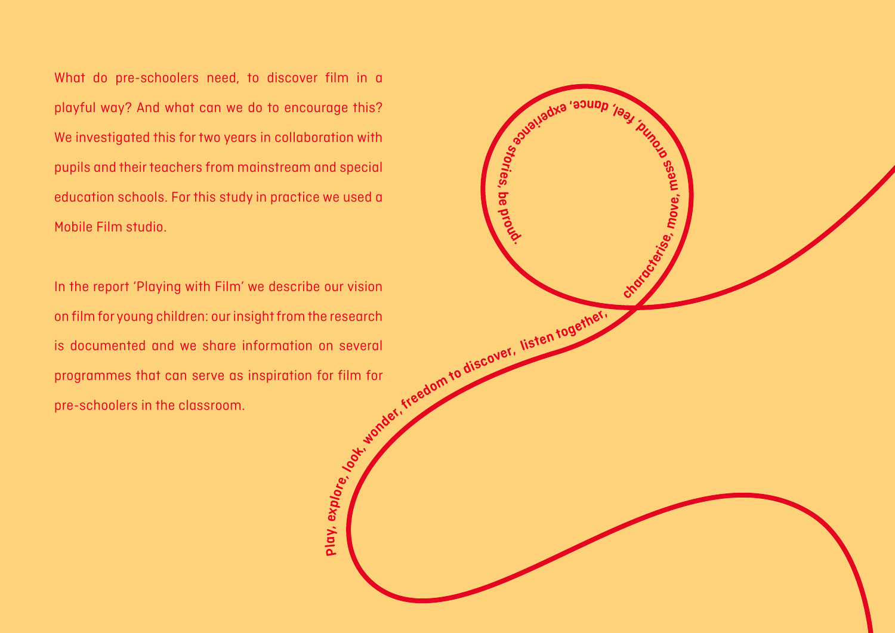What do pre-schoolers need, to discover film in a playful way? And what can we do to encourage this? We investigated this for two years in collaboration with pupils and their teachers from mainstream and special education schools. For this study in practice we used a Mobile Film studio.

In the report 'Playing with Film' we describe our vision on film for young children: our insight from the research is documented and we share information on several programmes that can serve as inspiration for film for pre-schoolers in the classroom.

Play, explore, look, wonder, freedom to discover, listen together, characterise, move, mess around, feel, dance, experience stories, be proud.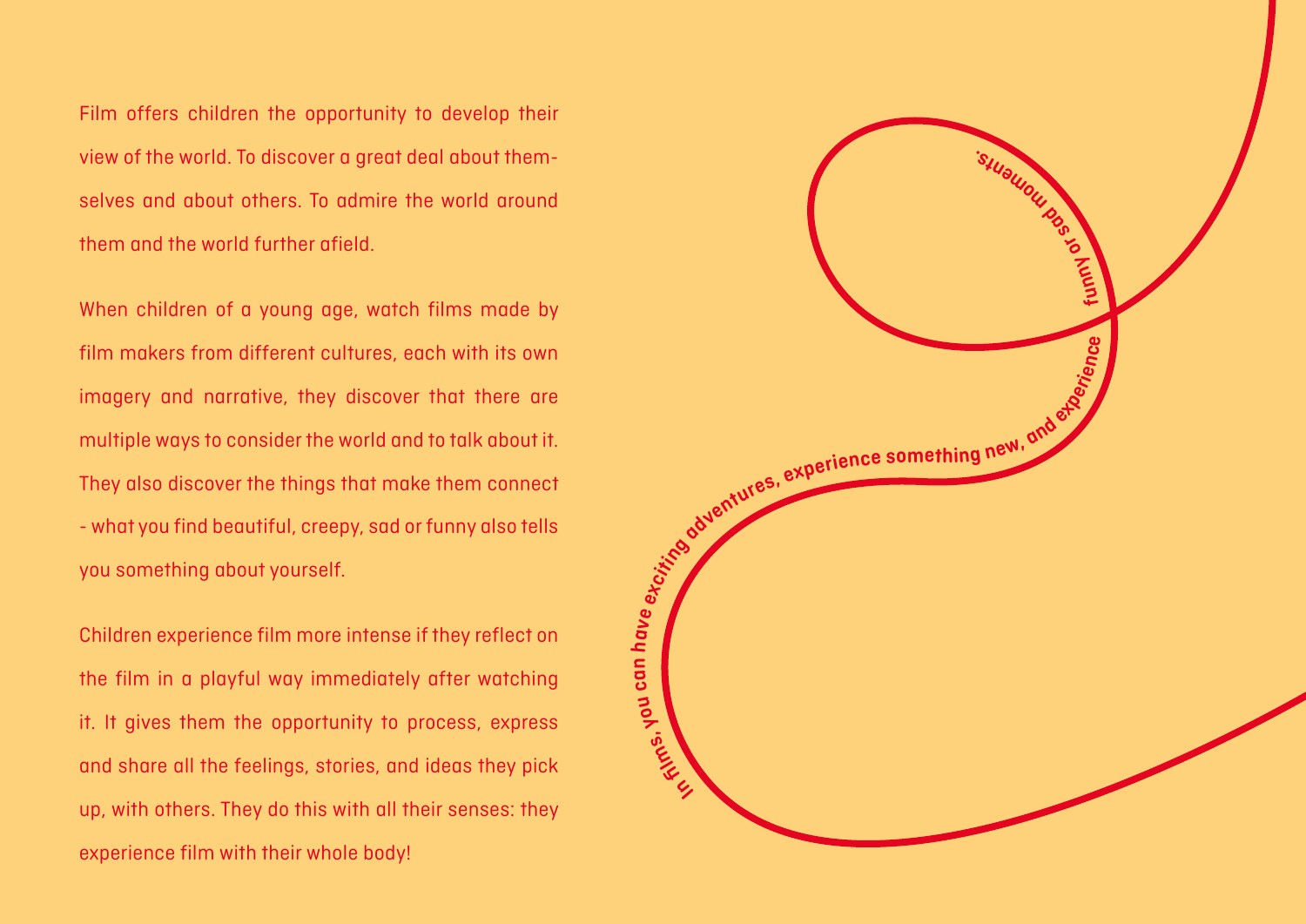Film offers children the opportunity to develop their view of the world. To discover a great deal about themselves and about others. To admire the world around them and the world further afield.

When children of a young age, watch films made by film makers from different cultures, each with its own imagery and narrative, they discover that there are multiple ways to consider the world and to talk about it. They also discover the things that make them connect - what you find beautiful, creepy, sad or funny also tells you something about yourself.

Children experience film more intense if they reflect on the film in a playful way immediately after watching it. It gives them the opportunity to process, express and share all the feelings, stories, and ideas they pick up, with others. They do this with all their senses: they experience film with their whole body!

**In films, you can have exciting adventures, experience something new, and experience funny or sad moments.**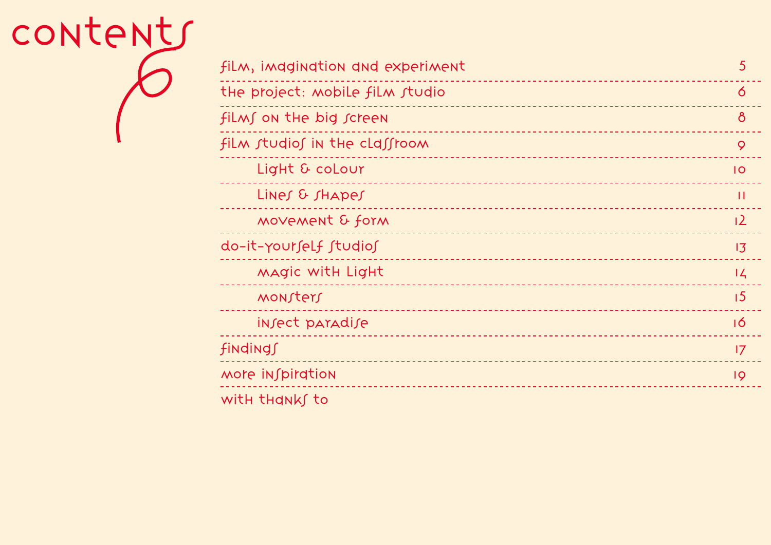# contents

| | |
|---|---|
| film, imagination and experiment | 5 |
| the project: mobile film studio | 6 |
| films on the big screen | 8 |
| film studios in the classroom | 9 |
| Light & colour | 10 |
| Lines & shapes | 11 |
| movement & form | 12 |
| do-it-yourself studios | 13 |
| magic with Light | 14 |
| monsters | 15 |
| insect paradise | 16 |
| findings | 17 |
| more inspiration | 19 |
| with thanks to | |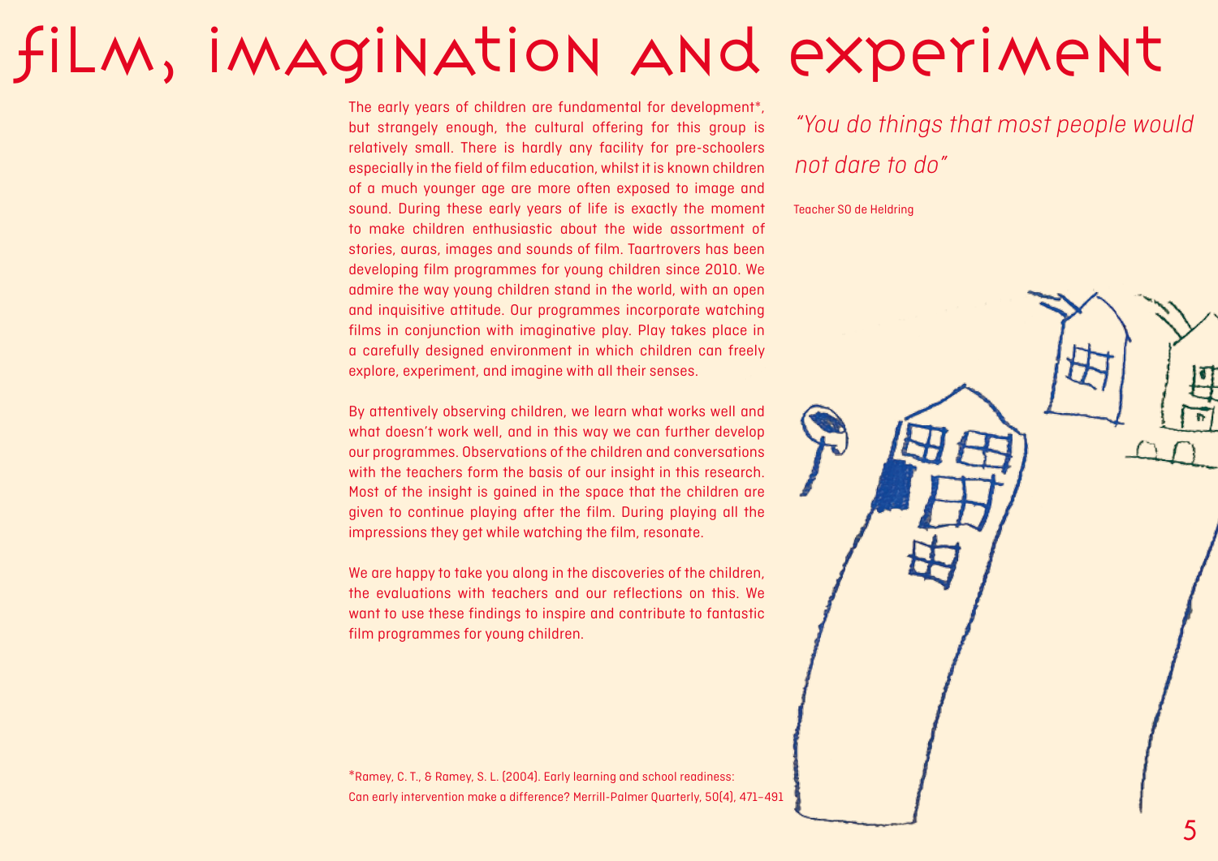# film, imagination and experiment

The early years of children are fundamental for development*, but strangely enough, the cultural offering for this group is relatively small. There is hardly any facility for pre-schoolers especially in the field of film education, whilst it is known children of a much younger age are more often exposed to image and sound. During these early years of life is exactly the moment to make children enthusiastic about the wide assortment of stories, auras, images and sounds of film. Taartrovers has been developing film programmes for young children since 2010. We admire the way young children stand in the world, with an open and inquisitive attitude. Our programmes incorporate watching films in conjunction with imaginative play. Play takes place in a carefully designed environment in which children can freely explore, experiment, and imagine with all their senses.

By attentively observing children, we learn what works well and what doesn't work well, and in this way we can further develop our programmes. Observations of the children and conversations with the teachers form the basis of our insight in this research. Most of the insight is gained in the space that the children are given to continue playing after the film. During playing all the impressions they get while watching the film, resonate.

We are happy to take you along in the discoveries of the children, the evaluations with teachers and our reflections on this. We want to use these findings to inspire and contribute to fantastic film programmes for young children.

*"You do things that most people would not dare to do"*

Teacher SO de Heldring

*Ramey, C. T., & Ramey, S. L. (2004). Early learning and school readiness: Can early intervention make a difference? Merrill-Palmer Quarterly, 50(4), 471–491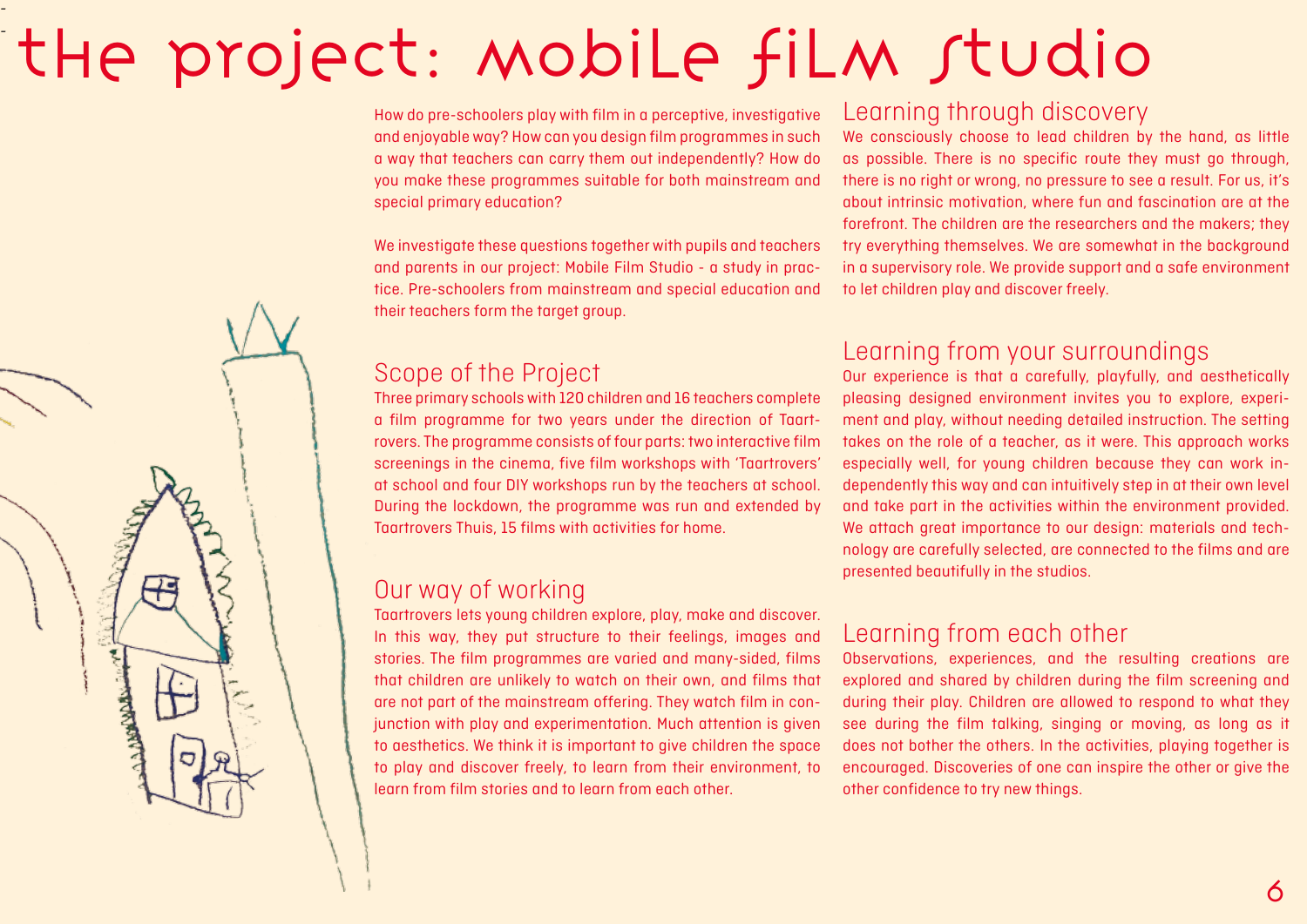# the project: mobile film studio

How do pre-schoolers play with film in a perceptive, investigative and enjoyable way? How can you design film programmes in such a way that teachers can carry them out independently? How do you make these programmes suitable for both mainstream and special primary education?

We investigate these questions together with pupils and teachers and parents in our project: Mobile Film Studio - a study in practice. Pre-schoolers from mainstream and special education and their teachers form the target group.

## Scope of the Project

Three primary schools with 120 children and 16 teachers complete a film programme for two years under the direction of Taartrovers. The programme consists of four parts: two interactive film screenings in the cinema, five film workshops with 'Taartrovers' at school and four DIY workshops run by the teachers at school. During the lockdown, the programme was run and extended by Taartrovers Thuis, 15 films with activities for home.

## Our way of working

Taartrovers lets young children explore, play, make and discover. In this way, they put structure to their feelings, images and stories. The film programmes are varied and many-sided, films that children are unlikely to watch on their own, and films that are not part of the mainstream offering. They watch film in conjunction with play and experimentation. Much attention is given to aesthetics. We think it is important to give children the space to play and discover freely, to learn from their environment, to learn from film stories and to learn from each other.

## Learning through discovery

We consciously choose to lead children by the hand, as little as possible. There is no specific route they must go through, there is no right or wrong, no pressure to see a result. For us, it's about intrinsic motivation, where fun and fascination are at the forefront. The children are the researchers and the makers; they try everything themselves. We are somewhat in the background in a supervisory role. We provide support and a safe environment to let children play and discover freely.

## Learning from your surroundings

Our experience is that a carefully, playfully, and aesthetically pleasing designed environment invites you to explore, experiment and play, without needing detailed instruction. The setting takes on the role of a teacher, as it were. This approach works especially well, for young children because they can work independently this way and can intuitively step in at their own level and take part in the activities within the environment provided. We attach great importance to our design: materials and technology are carefully selected, are connected to the films and are presented beautifully in the studios.

## Learning from each other

Observations, experiences, and the resulting creations are explored and shared by children during the film screening and during their play. Children are allowed to respond to what they see during the film talking, singing or moving, as long as it does not bother the others. In the activities, playing together is encouraged. Discoveries of one can inspire the other or give the other confidence to try new things.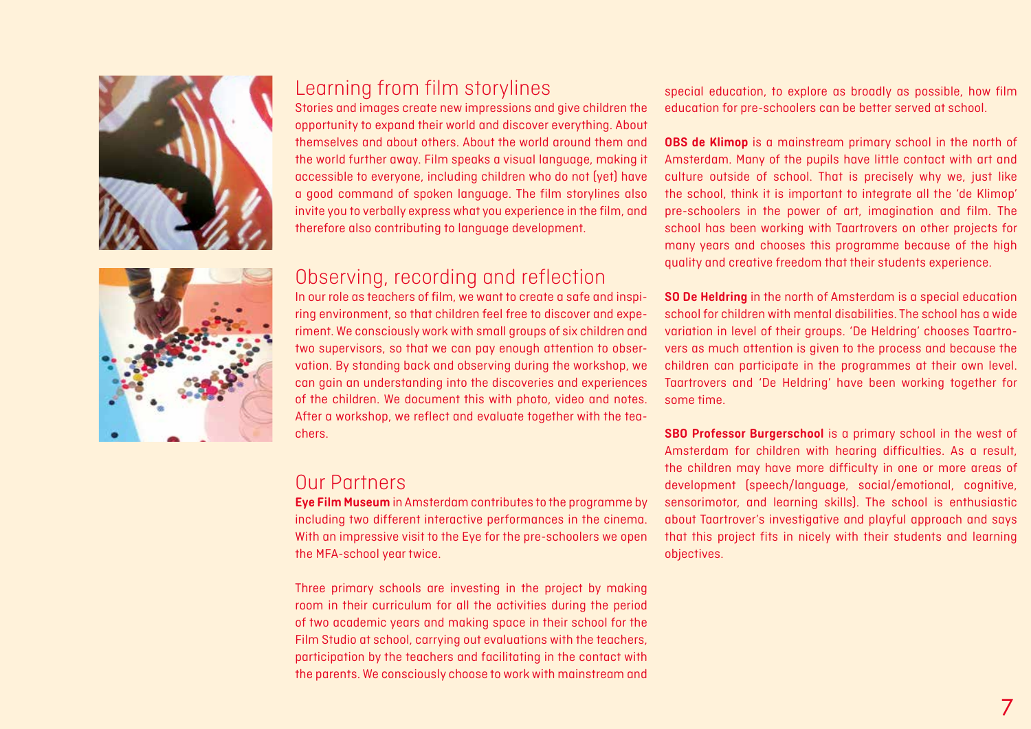## Learning from film storylines

Stories and images create new impressions and give children the opportunity to expand their world and discover everything. About themselves and about others. About the world around them and the world further away. Film speaks a visual language, making it accessible to everyone, including children who do not (yet) have a good command of spoken language. The film storylines also invite you to verbally express what you experience in the film, and therefore also contributing to language development.

## Observing, recording and reflection

In our role as teachers of film, we want to create a safe and inspiring environment, so that children feel free to discover and experiment. We consciously work with small groups of six children and two supervisors, so that we can pay enough attention to observation. By standing back and observing during the workshop, we can gain an understanding into the discoveries and experiences of the children. We document this with photo, video and notes. After a workshop, we reflect and evaluate together with the teachers.

## Our Partners

**Eye Film Museum** in Amsterdam contributes to the programme by including two different interactive performances in the cinema. With an impressive visit to the Eye for the pre-schoolers we open the MFA-school year twice.

Three primary schools are investing in the project by making room in their curriculum for all the activities during the period of two academic years and making space in their school for the Film Studio at school, carrying out evaluations with the teachers, participation by the teachers and facilitating in the contact with the parents. We consciously choose to work with mainstream and special education, to explore as broadly as possible, how film education for pre-schoolers can be better served at school.

**OBS de Klimop** is a mainstream primary school in the north of Amsterdam. Many of the pupils have little contact with art and culture outside of school. That is precisely why we, just like the school, think it is important to integrate all the 'de Klimop' pre-schoolers in the power of art, imagination and film. The school has been working with Taartrovers on other projects for many years and chooses this programme because of the high quality and creative freedom that their students experience.

**SO De Heldring** in the north of Amsterdam is a special education school for children with mental disabilities. The school has a wide variation in level of their groups. 'De Heldring' chooses Taartrovers as much attention is given to the process and because the children can participate in the programmes at their own level. Taartrovers and 'De Heldring' have been working together for some time.

**SBO Professor Burgerschool** is a primary school in the west of Amsterdam for children with hearing difficulties. As a result, the children may have more difficulty in one or more areas of development (speech/language, social/emotional, cognitive, sensorimotor, and learning skills). The school is enthusiastic about Taartrover's investigative and playful approach and says that this project fits in nicely with their students and learning objectives.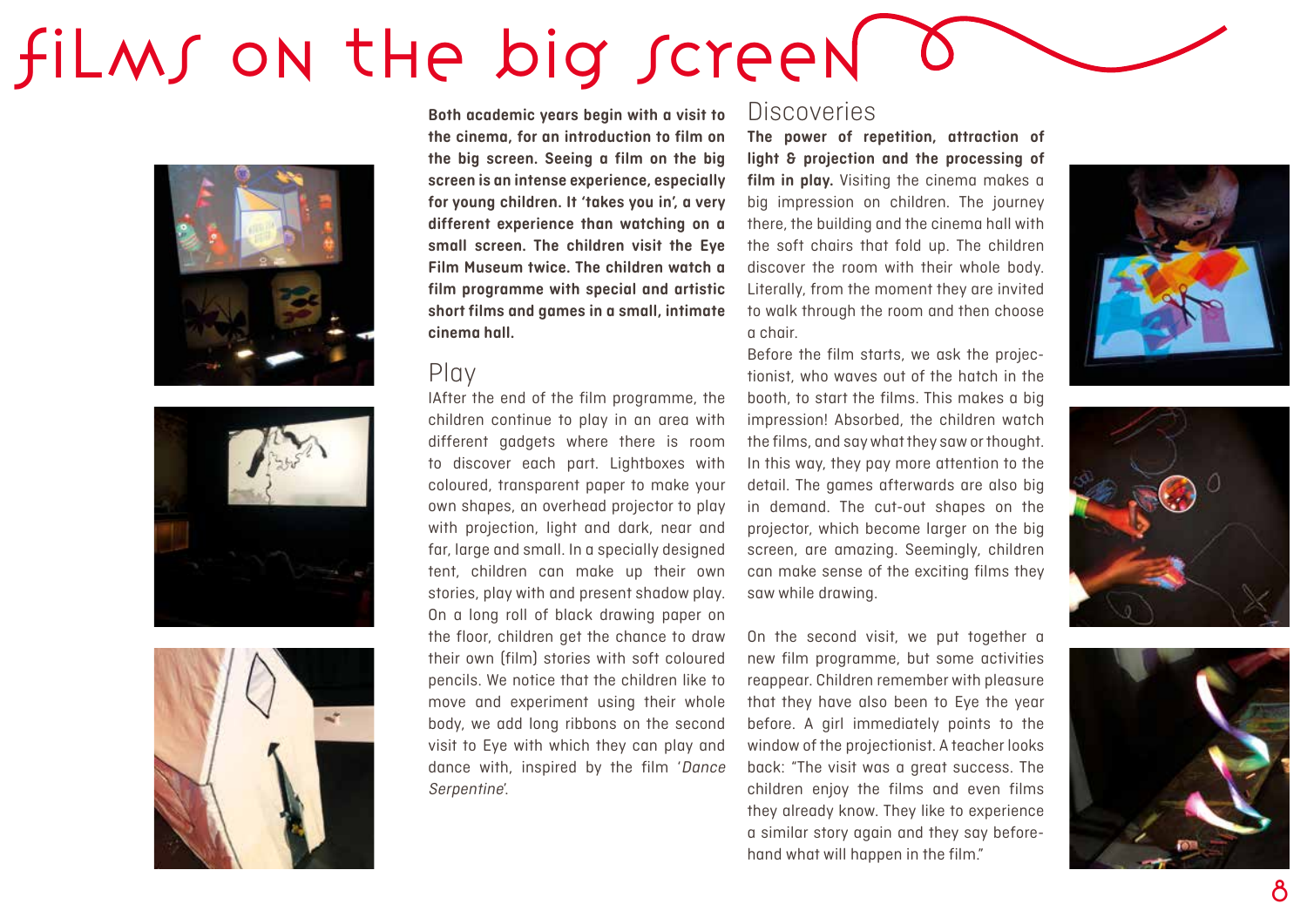# films on the big screen

**Both academic years begin with a visit to the cinema, for an introduction to film on the big screen. Seeing a film on the big screen is an intense experience, especially for young children. It 'takes you in', a very different experience than watching on a small screen. The children visit the Eye Film Museum twice. The children watch a film programme with special and artistic short films and games in a small, intimate cinema hall.**

## Play

IAfter the end of the film programme, the children continue to play in an area with different gadgets where there is room to discover each part. Lightboxes with coloured, transparent paper to make your own shapes, an overhead projector to play with projection, light and dark, near and far, large and small. In a specially designed tent, children can make up their own stories, play with and present shadow play. On a long roll of black drawing paper on the floor, children get the chance to draw their own (film) stories with soft coloured pencils. We notice that the children like to move and experiment using their whole body, we add long ribbons on the second visit to Eye with which they can play and dance with, inspired by the film '*Dance Serpentine*'.

## Discoveries

**The power of repetition, attraction of light & projection and the processing of film in play.** Visiting the cinema makes a big impression on children. The journey there, the building and the cinema hall with the soft chairs that fold up. The children discover the room with their whole body. Literally, from the moment they are invited to walk through the room and then choose a chair.

Before the film starts, we ask the projectionist, who waves out of the hatch in the booth, to start the films. This makes a big impression! Absorbed, the children watch the films, and say what they saw or thought. In this way, they pay more attention to the detail. The games afterwards are also big in demand. The cut-out shapes on the projector, which become larger on the big screen, are amazing. Seemingly, children can make sense of the exciting films they saw while drawing.

On the second visit, we put together a new film programme, but some activities reappear. Children remember with pleasure that they have also been to Eye the year before. A girl immediately points to the window of the projectionist. A teacher looks back: "The visit was a great success. The children enjoy the films and even films they already know. They like to experience a similar story again and they say beforehand what will happen in the film."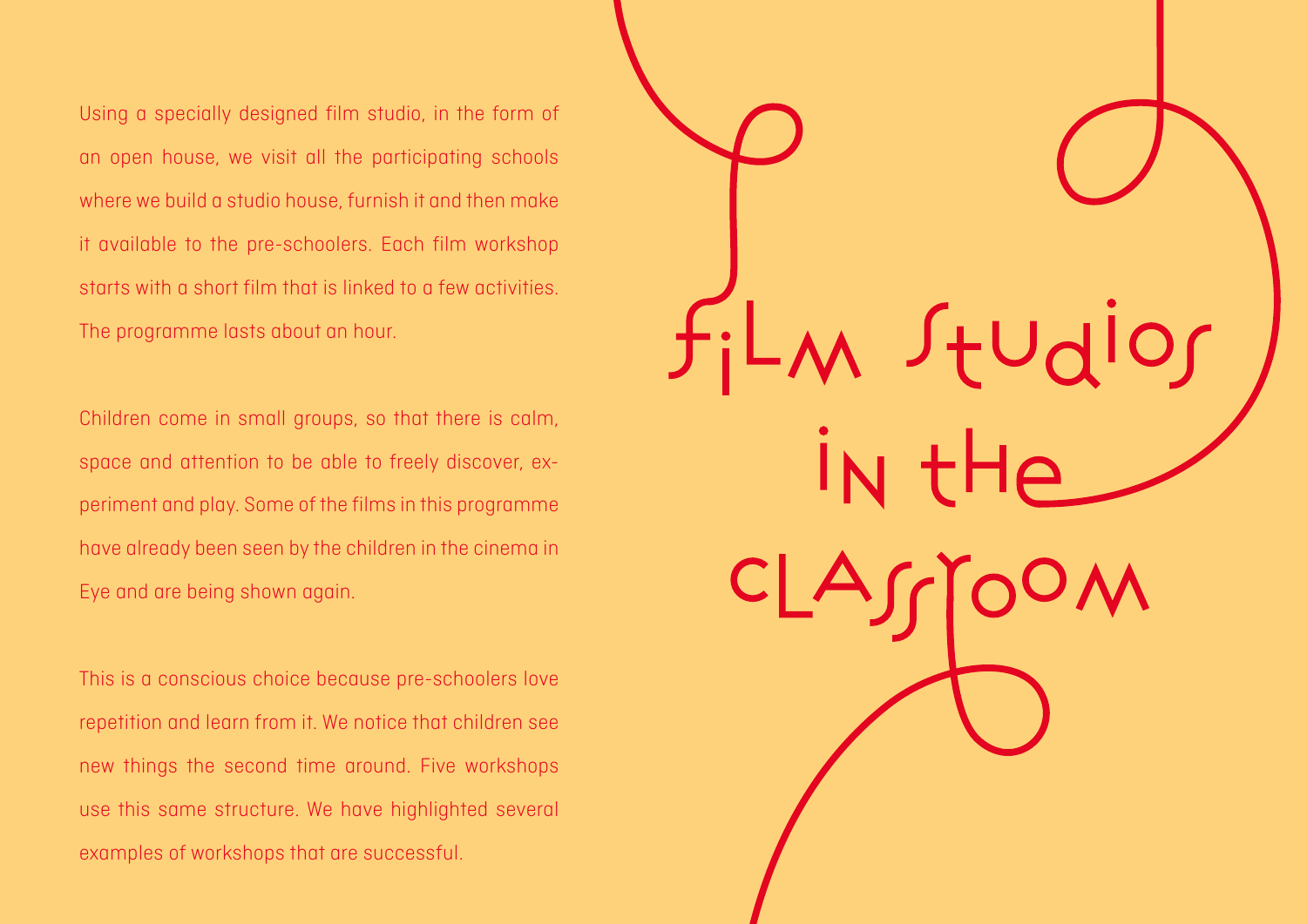# Film Studios in the Classroom

Using a specially designed film studio, in the form of an open house, we visit all the participating schools where we build a studio house, furnish it and then make it available to the pre-schoolers. Each film workshop starts with a short film that is linked to a few activities. The programme lasts about an hour.

Children come in small groups, so that there is calm, space and attention to be able to freely discover, experiment and play. Some of the films in this programme have already been seen by the children in the cinema in Eye and are being shown again.

This is a conscious choice because pre-schoolers love repetition and learn from it. We notice that children see new things the second time around. Five workshops use this same structure. We have highlighted several examples of workshops that are successful.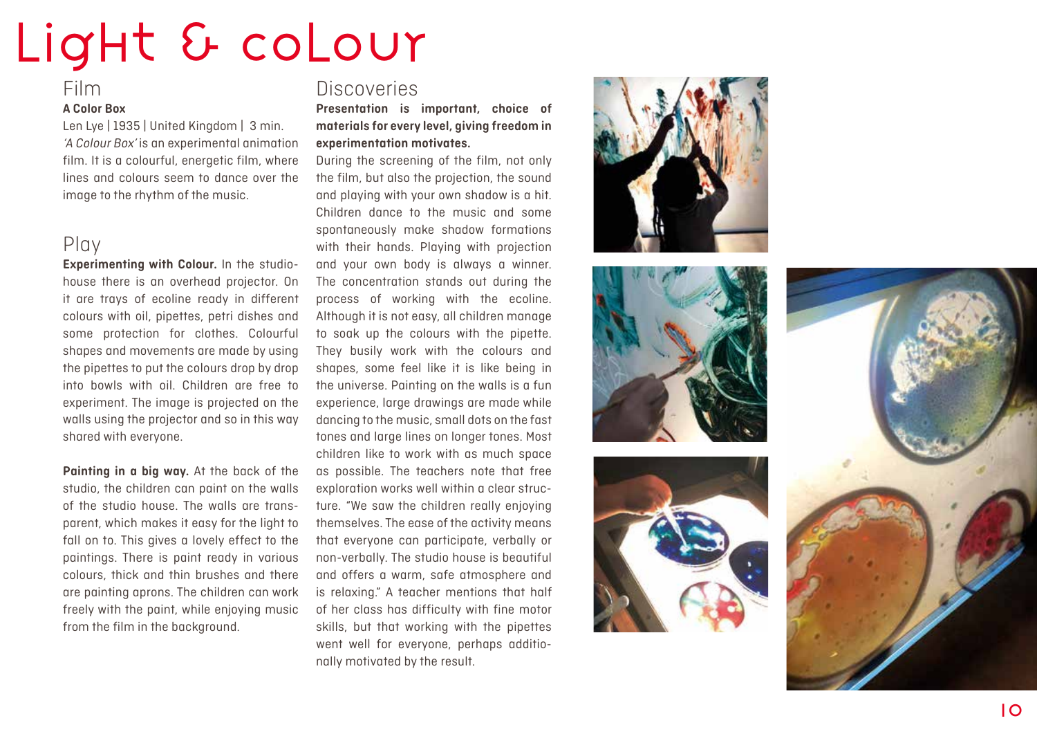# Light & colour

## Film

**A Color Box**

Len Lye | 1935 | United Kingdom | 3 min.

*'A Colour Box'* is an experimental animation film. It is a colourful, energetic film, where lines and colours seem to dance over the image to the rhythm of the music.

## Play

**Experimenting with Colour.** In the studio-house there is an overhead projector. On it are trays of ecoline ready in different colours with oil, pipettes, petri dishes and some protection for clothes. Colourful shapes and movements are made by using the pipettes to put the colours drop by drop into bowls with oil. Children are free to experiment. The image is projected on the walls using the projector and so in this way shared with everyone.

**Painting in a big way.** At the back of the studio, the children can paint on the walls of the studio house. The walls are transparent, which makes it easy for the light to fall on to. This gives a lovely effect to the paintings. There is paint ready in various colours, thick and thin brushes and there are painting aprons. The children can work freely with the paint, while enjoying music from the film in the background.

## Discoveries

**Presentation is important, choice of materials for every level, giving freedom in experimentation motivates.**

During the screening of the film, not only the film, but also the projection, the sound and playing with your own shadow is a hit. Children dance to the music and some spontaneously make shadow formations with their hands. Playing with projection and your own body is always a winner. The concentration stands out during the process of working with the ecoline. Although it is not easy, all children manage to soak up the colours with the pipette. They busily work with the colours and shapes, some feel like it is like being in the universe. Painting on the walls is a fun experience, large drawings are made while dancing to the music, small dots on the fast tones and large lines on longer tones. Most children like to work with as much space as possible. The teachers note that free exploration works well within a clear structure. "We saw the children really enjoying themselves. The ease of the activity means that everyone can participate, verbally or non-verbally. The studio house is beautiful and offers a warm, safe atmosphere and is relaxing." A teacher mentions that half of her class has difficulty with fine motor skills, but that working with the pipettes went well for everyone, perhaps additionally motivated by the result.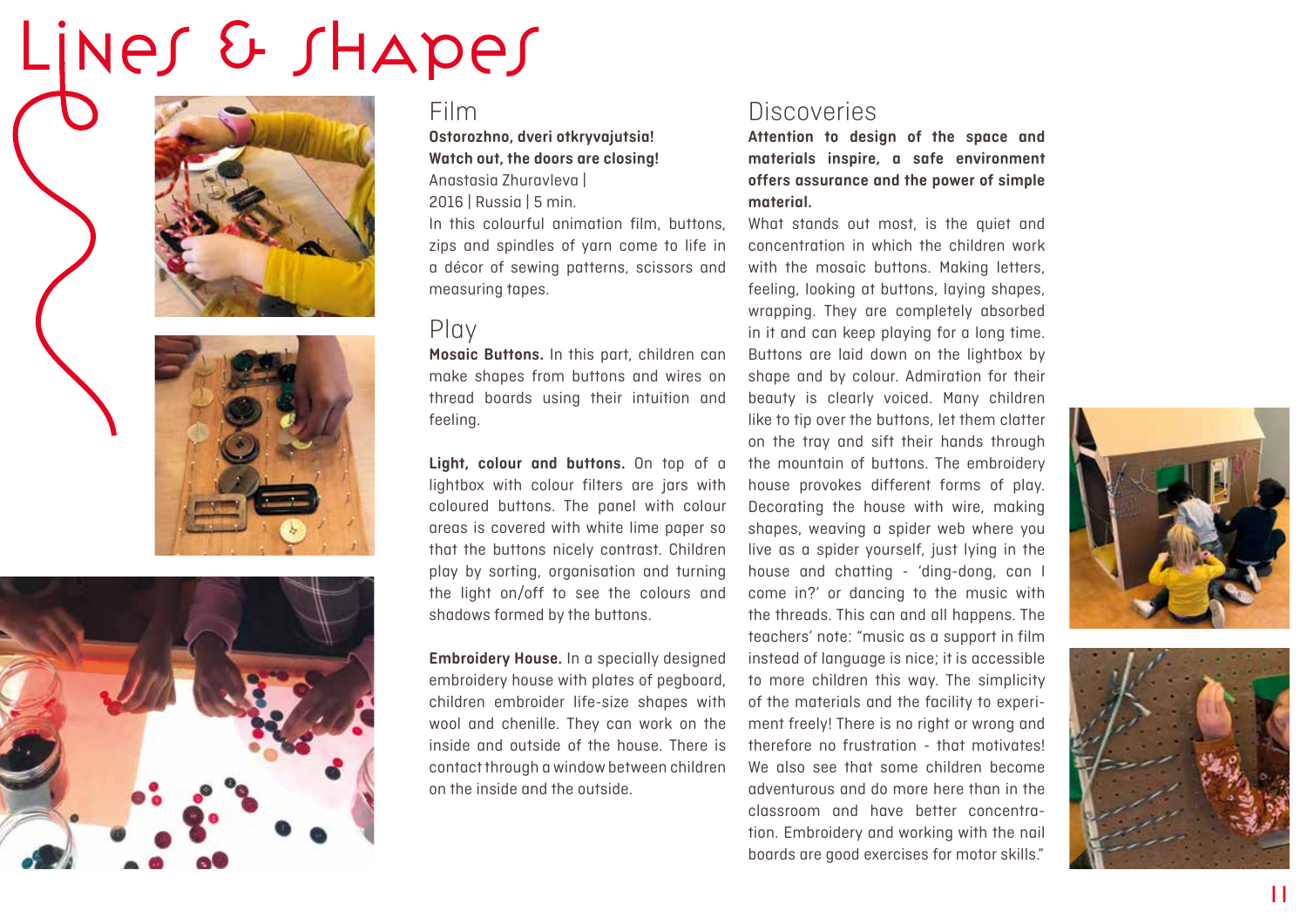# Lines & Shapes

## Film

**Ostorozhno, dveri otkryvajutsia!**
**Watch out, the doors are closing!**
Anastasia Zhuravleva |
2016 | Russia | 5 min.
In this colourful animation film, buttons, zips and spindles of yarn come to life in a décor of sewing patterns, scissors and measuring tapes.

## Play

**Mosaic Buttons.** In this part, children can make shapes from buttons and wires on thread boards using their intuition and feeling.

**Light, colour and buttons.** On top of a lightbox with colour filters are jars with coloured buttons. The panel with colour areas is covered with white lime paper so that the buttons nicely contrast. Children play by sorting, organisation and turning the light on/off to see the colours and shadows formed by the buttons.

**Embroidery House.** In a specially designed embroidery house with plates of pegboard, children embroider life-size shapes with wool and chenille. They can work on the inside and outside of the house. There is contact through a window between children on the inside and the outside.

## Discoveries

**Attention to design of the space and materials inspire, a safe environment offers assurance and the power of simple material.**

What stands out most, is the quiet and concentration in which the children work with the mosaic buttons. Making letters, feeling, looking at buttons, laying shapes, wrapping. They are completely absorbed in it and can keep playing for a long time. Buttons are laid down on the lightbox by shape and by colour. Admiration for their beauty is clearly voiced. Many children like to tip over the buttons, let them clatter on the tray and sift their hands through the mountain of buttons. The embroidery house provokes different forms of play. Decorating the house with wire, making shapes, weaving a spider web where you live as a spider yourself, just lying in the house and chatting - 'ding-dong, can I come in?' or dancing to the music with the threads. This can and all happens. The teachers' note: "music as a support in film instead of language is nice; it is accessible to more children this way. The simplicity of the materials and the facility to experiment freely! There is no right or wrong and therefore no frustration - that motivates! We also see that some children become adventurous and do more here than in the classroom and have better concentration. Embroidery and working with the nail boards are good exercises for motor skills."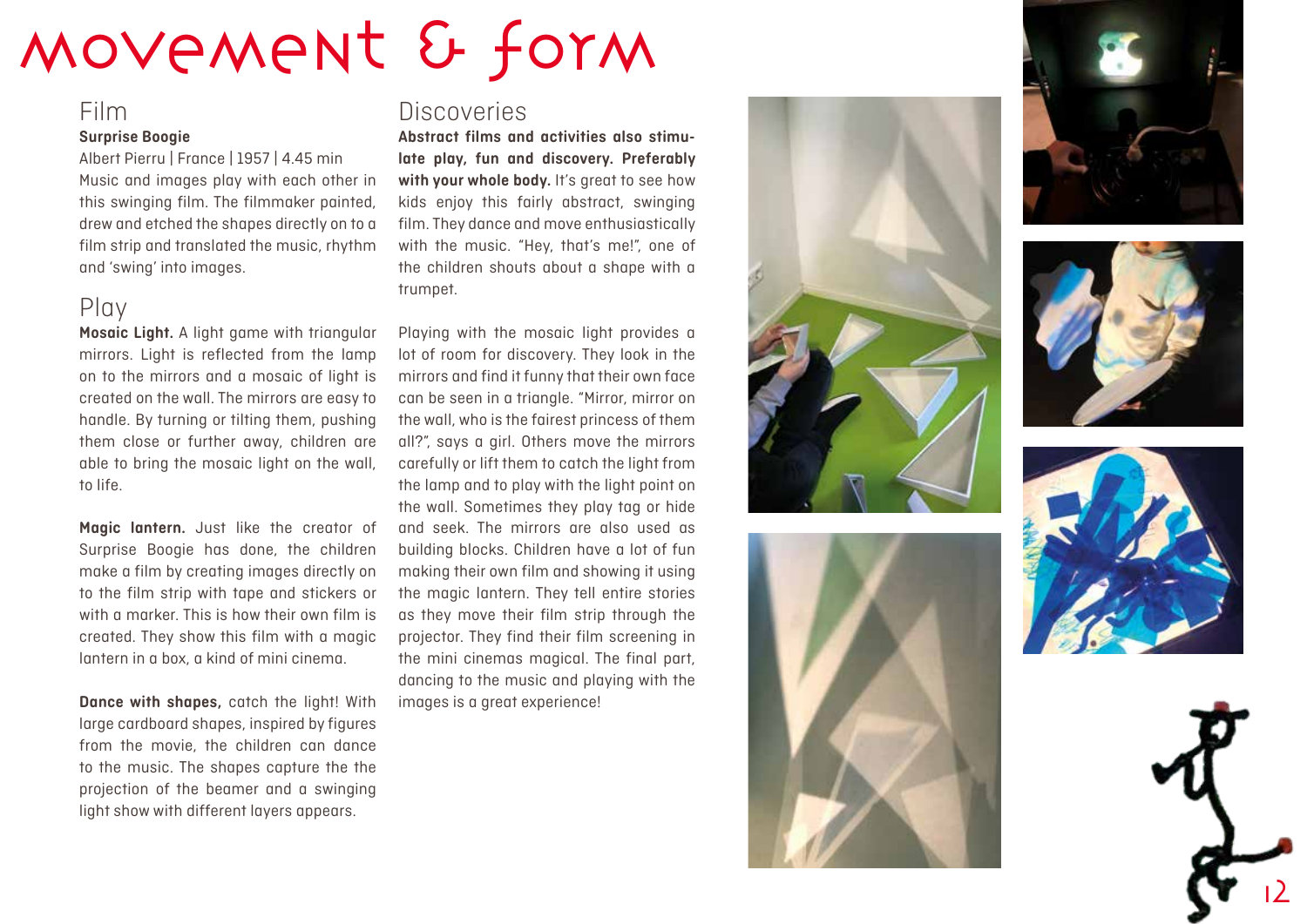# Movement & form

## Film

**Surprise Boogie**

Albert Pierru | France | 1957 | 4.45 min

Music and images play with each other in this swinging film. The filmmaker painted, drew and etched the shapes directly on to a film strip and translated the music, rhythm and 'swing' into images.

## Play

**Mosaic Light.** A light game with triangular mirrors. Light is reflected from the lamp on to the mirrors and a mosaic of light is created on the wall. The mirrors are easy to handle. By turning or tilting them, pushing them close or further away, children are able to bring the mosaic light on the wall, to life.

**Magic lantern.** Just like the creator of Surprise Boogie has done, the children make a film by creating images directly on to the film strip with tape and stickers or with a marker. This is how their own film is created. They show this film with a magic lantern in a box, a kind of mini cinema.

**Dance with shapes,** catch the light! With large cardboard shapes, inspired by figures from the movie, the children can dance to the music. The shapes capture the the projection of the beamer and a swinging light show with different layers appears.

## Discoveries

**Abstract films and activities also stimulate play, fun and discovery. Preferably with your whole body.** It's great to see how kids enjoy this fairly abstract, swinging film. They dance and move enthusiastically with the music. "Hey, that's me!", one of the children shouts about a shape with a trumpet.

Playing with the mosaic light provides a lot of room for discovery. They look in the mirrors and find it funny that their own face can be seen in a triangle. "Mirror, mirror on the wall, who is the fairest princess of them all?", says a girl. Others move the mirrors carefully or lift them to catch the light from the lamp and to play with the light point on the wall. Sometimes they play tag or hide and seek. The mirrors are also used as building blocks. Children have a lot of fun making their own film and showing it using the magic lantern. They tell entire stories as they move their film strip through the projector. They find their film screening in the mini cinemas magical. The final part, dancing to the music and playing with the images is a great experience!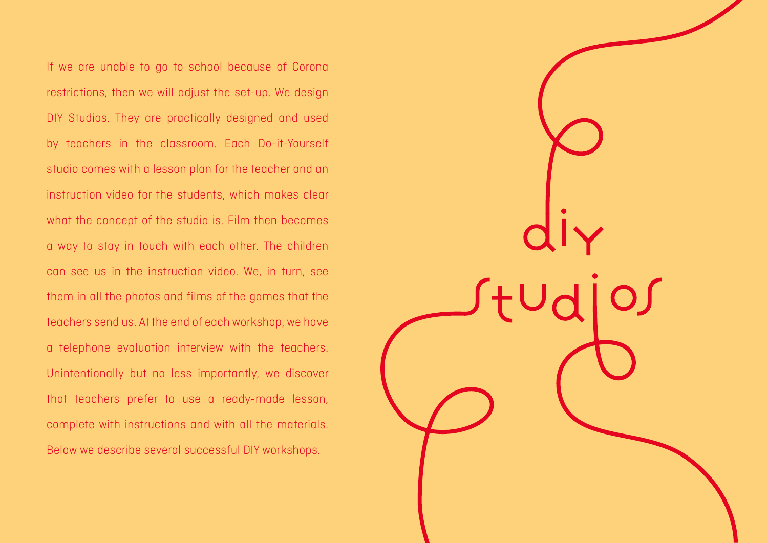# DIY Studios

If we are unable to go to school because of Corona restrictions, then we will adjust the set-up. We design DIY Studios. They are practically designed and used by teachers in the classroom. Each Do-it-Yourself studio comes with a lesson plan for the teacher and an instruction video for the students, which makes clear what the concept of the studio is. Film then becomes a way to stay in touch with each other. The children can see us in the instruction video. We, in turn, see them in all the photos and films of the games that the teachers send us. At the end of each workshop, we have a telephone evaluation interview with the teachers. Unintentionally but no less importantly, we discover that teachers prefer to use a ready-made lesson, complete with instructions and with all the materials. Below we describe several successful DIY workshops.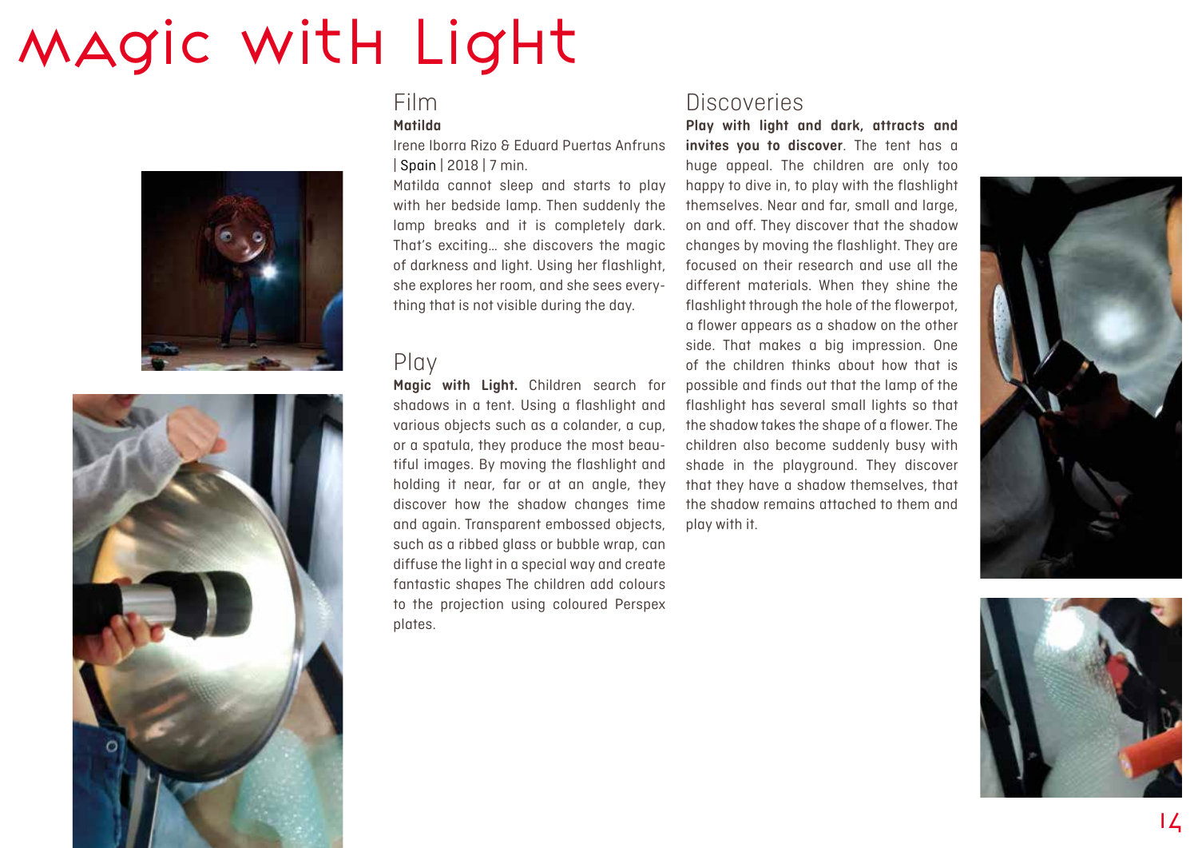# Magic with Light

## Film

**Matilda**

Irene Iborra Rizo & Eduard Puertas Anfruns | Spain | 2018 | 7 min.

Matilda cannot sleep and starts to play with her bedside lamp. Then suddenly the lamp breaks and it is completely dark. That's exciting... she discovers the magic of darkness and light. Using her flashlight, she explores her room, and she sees everything that is not visible during the day.

## Play

**Magic with Light.** Children search for shadows in a tent. Using a flashlight and various objects such as a colander, a cup, or a spatula, they produce the most beautiful images. By moving the flashlight and holding it near, far or at an angle, they discover how the shadow changes time and again. Transparent embossed objects, such as a ribbed glass or bubble wrap, can diffuse the light in a special way and create fantastic shapes The children add colours to the projection using coloured Perspex plates.

## Discoveries

**Play with light and dark, attracts and invites you to discover**. The tent has a huge appeal. The children are only too happy to dive in, to play with the flashlight themselves. Near and far, small and large, on and off. They discover that the shadow changes by moving the flashlight. They are focused on their research and use all the different materials. When they shine the flashlight through the hole of the flowerpot, a flower appears as a shadow on the other side. That makes a big impression. One of the children thinks about how that is possible and finds out that the lamp of the flashlight has several small lights so that the shadow takes the shape of a flower. The children also become suddenly busy with shade in the playground. They discover that they have a shadow themselves, that the shadow remains attached to them and play with it.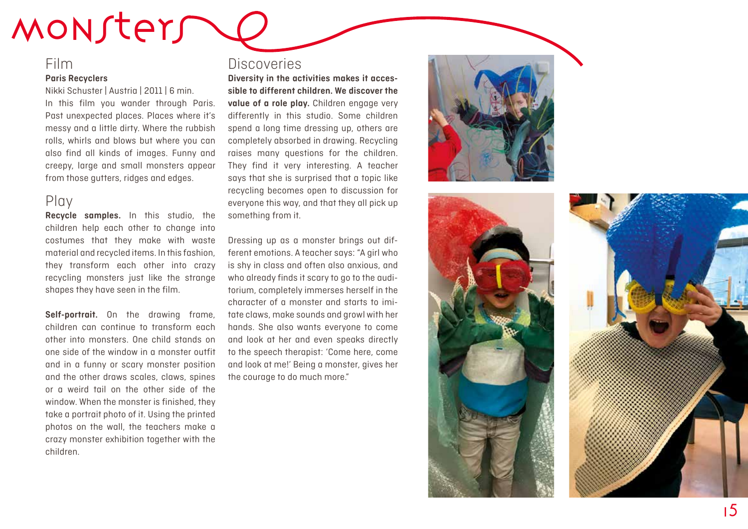# Monsters

## Film

**Paris Recyclers**

Nikki Schuster | Austria | 2011 | 6 min.

In this film you wander through Paris. Past unexpected places. Places where it's messy and a little dirty. Where the rubbish rolls, whirls and blows but where you can also find all kinds of images. Funny and creepy, large and small monsters appear from those gutters, ridges and edges.

## Play

**Recycle samples.** In this studio, the children help each other to change into costumes that they make with waste material and recycled items. In this fashion, they transform each other into crazy recycling monsters just like the strange shapes they have seen in the film.

**Self-portrait.** On the drawing frame, children can continue to transform each other into monsters. One child stands on one side of the window in a monster outfit and in a funny or scary monster position and the other draws scales, claws, spines or a weird tail on the other side of the window. When the monster is finished, they take a portrait photo of it. Using the printed photos on the wall, the teachers make a crazy monster exhibition together with the children.

## Discoveries

**Diversity in the activities makes it accessible to different children. We discover the value of a role play.** Children engage very differently in this studio. Some children spend a long time dressing up, others are completely absorbed in drawing. Recycling raises many questions for the children. They find it very interesting. A teacher says that she is surprised that a topic like recycling becomes open to discussion for everyone this way, and that they all pick up something from it.

Dressing up as a monster brings out different emotions. A teacher says: "A girl who is shy in class and often also anxious, and who already finds it scary to go to the auditorium, completely immerses herself in the character of a monster and starts to imitate claws, make sounds and growl with her hands. She also wants everyone to come and look at her and even speaks directly to the speech therapist: 'Come here, come and look at me!' Being a monster, gives her the courage to do much more."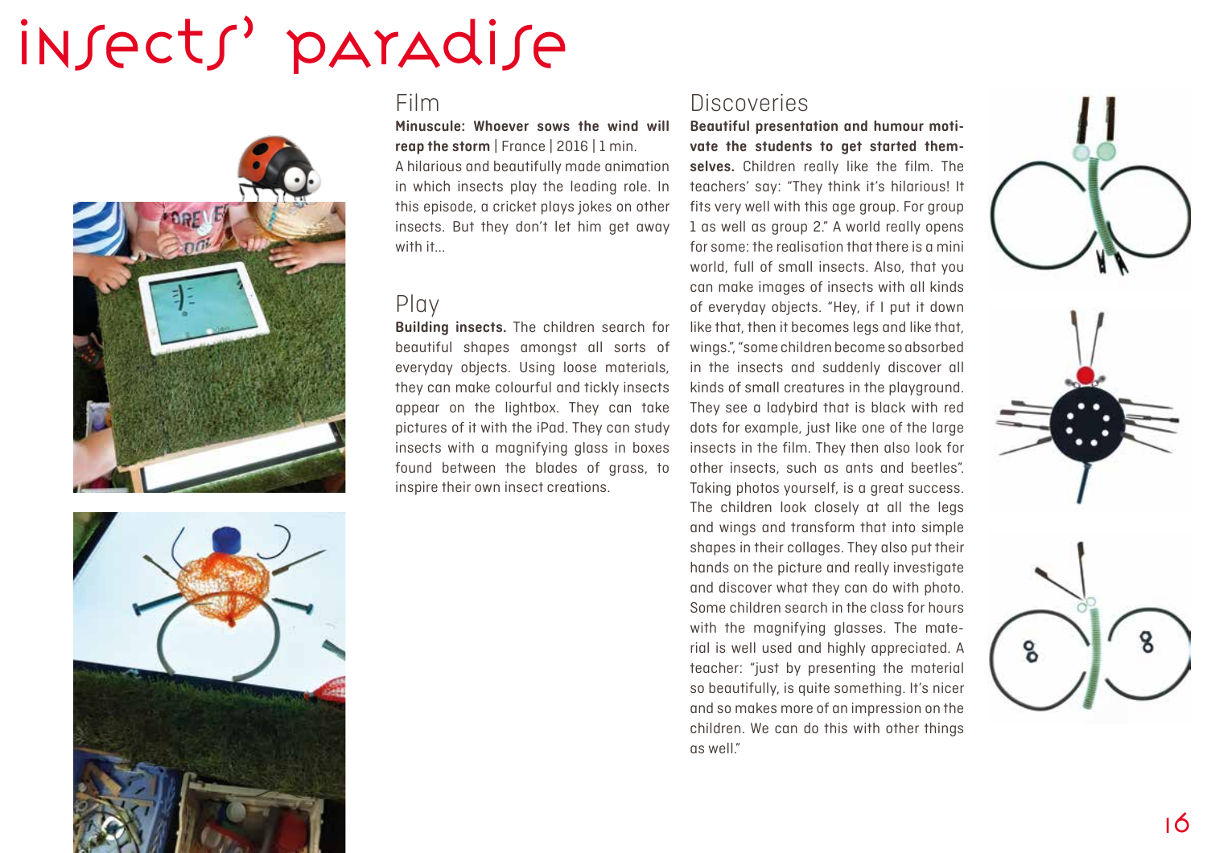# insects' paradise

## Film

**Minuscule: Whoever sows the wind will reap the storm** | France | 2016 | 1 min.

A hilarious and beautifully made animation in which insects play the leading role. In this episode, a cricket plays jokes on other insects. But they don't let him get away with it...

## Play

**Building insects.** The children search for beautiful shapes amongst all sorts of everyday objects. Using loose materials, they can make colourful and tickly insects appear on the lightbox. They can take pictures of it with the iPad. They can study insects with a magnifying glass in boxes found between the blades of grass, to inspire their own insect creations.

## Discoveries

**Beautiful presentation and humour motivate the students to get started themselves.** Children really like the film. The teachers' say: "They think it's hilarious! It fits very well with this age group. For group 1 as well as group 2." A world really opens for some: the realisation that there is a mini world, full of small insects. Also, that you can make images of insects with all kinds of everyday objects. "Hey, if I put it down like that, then it becomes legs and like that, wings.", "some children become so absorbed in the insects and suddenly discover all kinds of small creatures in the playground. They see a ladybird that is black with red dots for example, just like one of the large insects in the film. They then also look for other insects, such as ants and beetles". Taking photos yourself, is a great success. The children look closely at all the legs and wings and transform that into simple shapes in their collages. They also put their hands on the picture and really investigate and discover what they can do with photo. Some children search in the class for hours with the magnifying glasses. The material is well used and highly appreciated. A teacher: "just by presenting the material so beautifully, is quite something. It's nicer and so makes more of an impression on the children. We can do this with other things as well."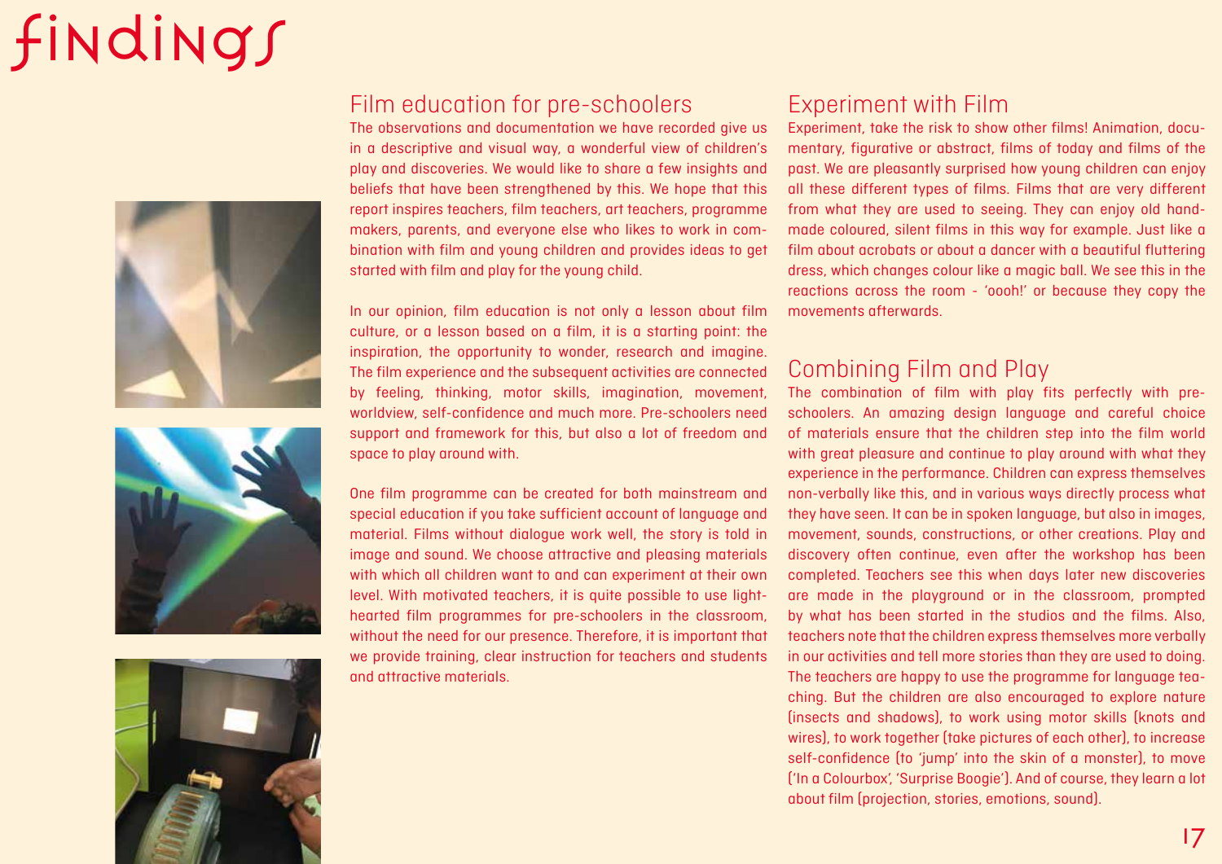# findings

## Film education for pre-schoolers

The observations and documentation we have recorded give us in a descriptive and visual way, a wonderful view of children's play and discoveries. We would like to share a few insights and beliefs that have been strengthened by this. We hope that this report inspires teachers, film teachers, art teachers, programme makers, parents, and everyone else who likes to work in combination with film and young children and provides ideas to get started with film and play for the young child.

In our opinion, film education is not only a lesson about film culture, or a lesson based on a film, it is a starting point: the inspiration, the opportunity to wonder, research and imagine. The film experience and the subsequent activities are connected by feeling, thinking, motor skills, imagination, movement, worldview, self-confidence and much more. Pre-schoolers need support and framework for this, but also a lot of freedom and space to play around with.

One film programme can be created for both mainstream and special education if you take sufficient account of language and material. Films without dialogue work well, the story is told in image and sound. We choose attractive and pleasing materials with which all children want to and can experiment at their own level. With motivated teachers, it is quite possible to use light-hearted film programmes for pre-schoolers in the classroom, without the need for our presence. Therefore, it is important that we provide training, clear instruction for teachers and students and attractive materials.

## Experiment with Film

Experiment, take the risk to show other films! Animation, documentary, figurative or abstract, films of today and films of the past. We are pleasantly surprised how young children can enjoy all these different types of films. Films that are very different from what they are used to seeing. They can enjoy old handmade coloured, silent films in this way for example. Just like a film about acrobats or about a dancer with a beautiful fluttering dress, which changes colour like a magic ball. We see this in the reactions across the room - 'oooh!' or because they copy the movements afterwards.

## Combining Film and Play

The combination of film with play fits perfectly with pre-schoolers. An amazing design language and careful choice of materials ensure that the children step into the film world with great pleasure and continue to play around with what they experience in the performance. Children can express themselves non-verbally like this, and in various ways directly process what they have seen. It can be in spoken language, but also in images, movement, sounds, constructions, or other creations. Play and discovery often continue, even after the workshop has been completed. Teachers see this when days later new discoveries are made in the playground or in the classroom, prompted by what has been started in the studios and the films. Also, teachers note that the children express themselves more verbally in our activities and tell more stories than they are used to doing. The teachers are happy to use the programme for language teaching. But the children are also encouraged to explore nature (insects and shadows), to work using motor skills (knots and wires), to work together (take pictures of each other), to increase self-confidence (to 'jump' into the skin of a monster), to move ('In a Colourbox', 'Surprise Boogie'). And of course, they learn a lot about film (projection, stories, emotions, sound).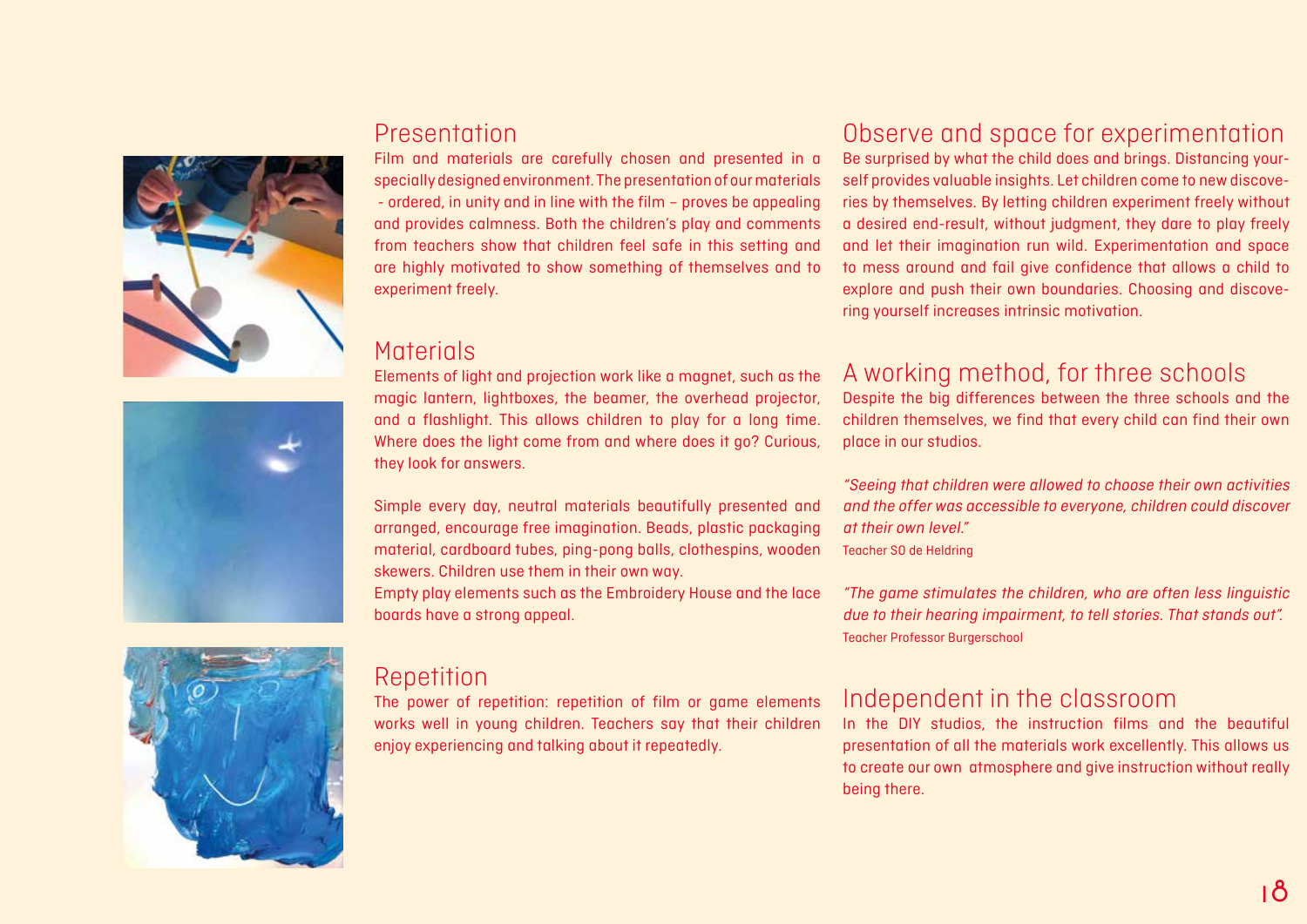## Presentation

Film and materials are carefully chosen and presented in a specially designed environment. The presentation of our materials - ordered, in unity and in line with the film – proves be appealing and provides calmness. Both the children's play and comments from teachers show that children feel safe in this setting and are highly motivated to show something of themselves and to experiment freely.

## Materials

Elements of light and projection work like a magnet, such as the magic lantern, lightboxes, the beamer, the overhead projector, and a flashlight. This allows children to play for a long time. Where does the light come from and where does it go? Curious, they look for answers.

Simple every day, neutral materials beautifully presented and arranged, encourage free imagination. Beads, plastic packaging material, cardboard tubes, ping-pong balls, clothespins, wooden skewers. Children use them in their own way.
Empty play elements such as the Embroidery House and the lace boards have a strong appeal.

## Repetition

The power of repetition: repetition of film or game elements works well in young children. Teachers say that their children enjoy experiencing and talking about it repeatedly.

## Observe and space for experimentation

Be surprised by what the child does and brings. Distancing yourself provides valuable insights. Let children come to new discoveries by themselves. By letting children experiment freely without a desired end-result, without judgment, they dare to play freely and let their imagination run wild. Experimentation and space to mess around and fail give confidence that allows a child to explore and push their own boundaries. Choosing and discovering yourself increases intrinsic motivation.

## A working method, for three schools

Despite the big differences between the three schools and the children themselves, we find that every child can find their own place in our studios.

*"Seeing that children were allowed to choose their own activities and the offer was accessible to everyone, children could discover at their own level."*
Teacher SO de Heldring

*"The game stimulates the children, who are often less linguistic due to their hearing impairment, to tell stories. That stands out".*
Teacher Professor Burgerschool

## Independent in the classroom

In the DIY studios, the instruction films and the beautiful presentation of all the materials work excellently. This allows us to create our own atmosphere and give instruction without really being there.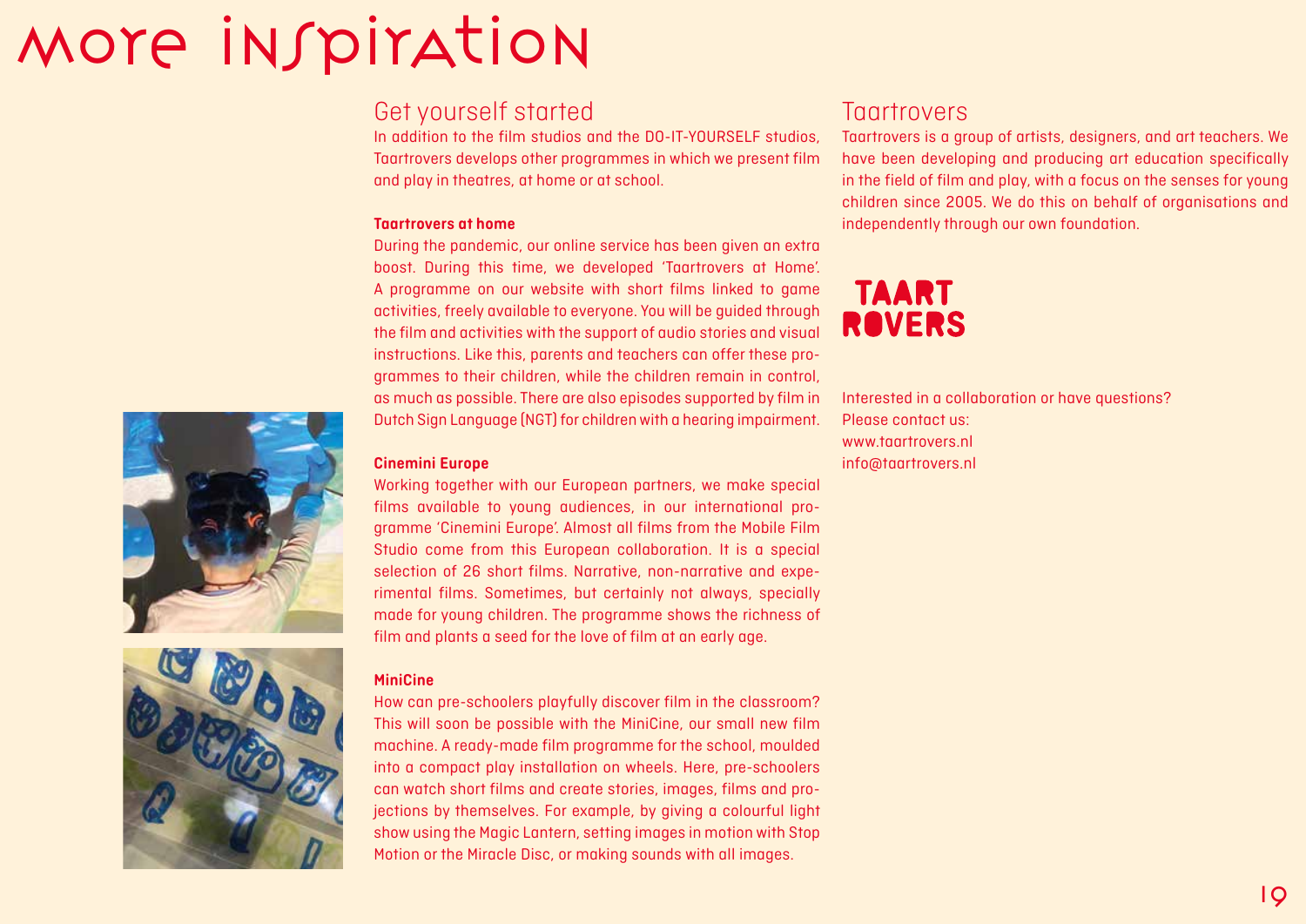# More inspiration

## Get yourself started

In addition to the film studios and the DO-IT-YOURSELF studios, Taartrovers develops other programmes in which we present film and play in theatres, at home or at school.

**Taartrovers at home**

During the pandemic, our online service has been given an extra boost. During this time, we developed 'Taartrovers at Home'. A programme on our website with short films linked to game activities, freely available to everyone. You will be guided through the film and activities with the support of audio stories and visual instructions. Like this, parents and teachers can offer these programmes to their children, while the children remain in control, as much as possible. There are also episodes supported by film in Dutch Sign Language (NGT) for children with a hearing impairment.

**Cinemini Europe**

Working together with our European partners, we make special films available to young audiences, in our international programme 'Cinemini Europe'. Almost all films from the Mobile Film Studio come from this European collaboration. It is a special selection of 26 short films. Narrative, non-narrative and experimental films. Sometimes, but certainly not always, specially made for young children. The programme shows the richness of film and plants a seed for the love of film at an early age.

**MiniCine**

How can pre-schoolers playfully discover film in the classroom? This will soon be possible with the MiniCine, our small new film machine. A ready-made film programme for the school, moulded into a compact play installation on wheels. Here, pre-schoolers can watch short films and create stories, images, films and projections by themselves. For example, by giving a colourful light show using the Magic Lantern, setting images in motion with Stop Motion or the Miracle Disc, or making sounds with all images.

## Taartrovers

Taartrovers is a group of artists, designers, and art teachers. We have been developing and producing art education specifically in the field of film and play, with a focus on the senses for young children since 2005. We do this on behalf of organisations and independently through our own foundation.

TAART ROVERS

Interested in a collaboration or have questions?
Please contact us:
www.taartrovers.nl
info@taartrovers.nl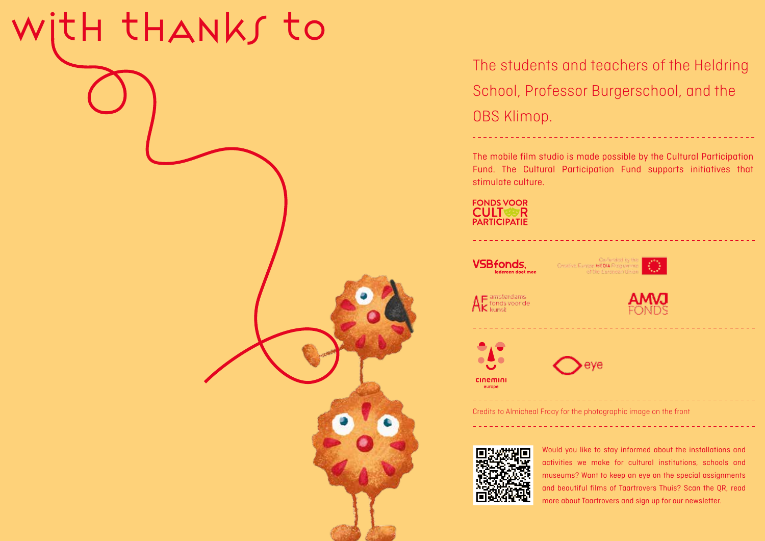# with thanks to

The students and teachers of the Heldring School, Professor Burgerschool, and the OBS Klimop.

---

The mobile film studio is made possible by the Cultural Participation Fund. The Cultural Participation Fund supports initiatives that stimulate culture.

FONDS VOOR CULTUUR PARTICIPATIE

---

VSBfonds, iedereen doet mee

Co-funded by the Creative Europe MEDIA Programme of the European Union

amsterdams fonds voor de kunst

AMVJ FONDS

---

cinemini europe

eye

---

Credits to Almicheal Fraay for the photographic image on the front

---

Would you like to stay informed about the installations and activities we make for cultural institutions, schools and museums? Want to keep an eye on the special assignments and beautiful films of Taartrovers Thuis? Scan the QR, read more about Taartrovers and sign up for our newsletter.